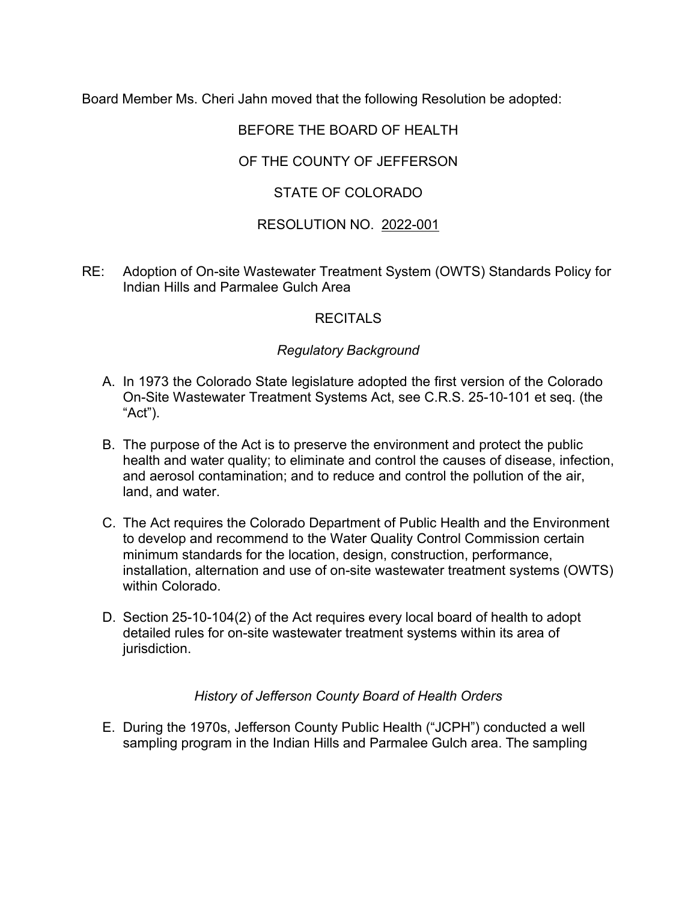Board Member Ms. Cheri Jahn moved that the following Resolution be adopted:

BEFORE THE BOARD OF HEALTH

OF THE COUNTY OF JEFFERSON

STATE OF COLORADO

RESOLUTION NO. 2022-001

RE: Adoption of On-site Wastewater Treatment System (OWTS) Standards Policy for Indian Hills and Parmalee Gulch Area

## RECITALS

### *Regulatory Background*

A. In 1973 the Colorado State legislature adopted the first version of the Colorado On-Site Wastewater Treatment Systems Act, see C.R.S. 25-10-101 et seq. (the "Act").

B. The purpose of the Act is to preserve the environment and protect the public health and water quality; to eliminate and control the causes of disease, infection, and aerosol contamination; and to reduce and control the pollution of the air, land, and water.

C. The Act requires the Colorado Department of Public Health and the Environment to develop and recommend to the Water Quality Control Commission certain minimum standards for the location, design, construction, performance, installation, alternation and use of on-site wastewater treatment systems (OWTS) within Colorado.

D. Section 25-10-104(2) of the Act requires every local board of health to adopt detailed rules for on-site wastewater treatment systems within its area of jurisdiction.

### *History of Jefferson County Board of Health Orders*

E. During the 1970s, Jefferson County Public Health ("JCPH") conducted a well sampling program in the Indian Hills and Parmalee Gulch area. The sampling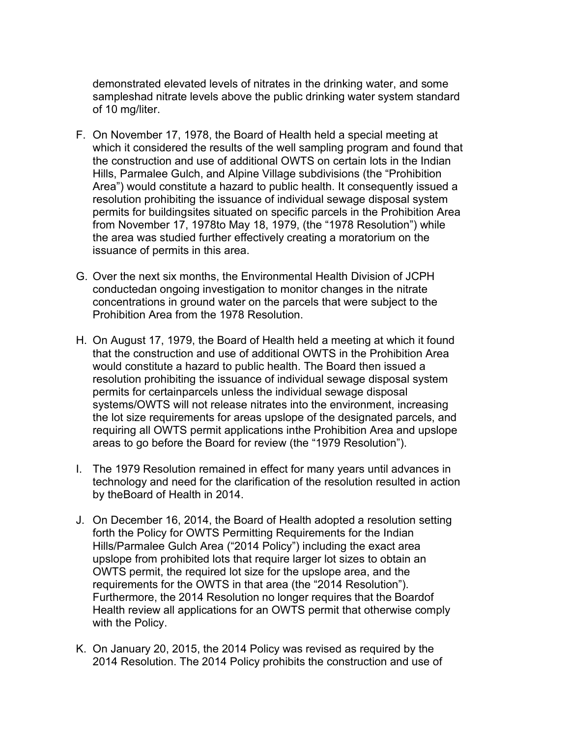demonstrated elevated levels of nitrates in the drinking water, and some sampleshad nitrate levels above the public drinking water system standard of 10 mg/liter.

F. On November 17, 1978, the Board of Health held a special meeting at which it considered the results of the well sampling program and found that the construction and use of additional OWTS on certain lots in the Indian Hills, Parmalee Gulch, and Alpine Village subdivisions (the "Prohibition Area") would constitute a hazard to public health. It consequently issued a resolution prohibiting the issuance of individual sewage disposal system permits for buildingsites situated on specific parcels in the Prohibition Area from November 17, 1978to May 18, 1979, (the "1978 Resolution") while the area was studied further effectively creating a moratorium on the issuance of permits in this area.

G. Over the next six months, the Environmental Health Division of JCPH conductedan ongoing investigation to monitor changes in the nitrate concentrations in ground water on the parcels that were subject to the Prohibition Area from the 1978 Resolution.

H. On August 17, 1979, the Board of Health held a meeting at which it found that the construction and use of additional OWTS in the Prohibition Area would constitute a hazard to public health. The Board then issued a resolution prohibiting the issuance of individual sewage disposal system permits for certainparcels unless the individual sewage disposal systems/OWTS will not release nitrates into the environment, increasing the lot size requirements for areas upslope of the designated parcels, and requiring all OWTS permit applications inthe Prohibition Area and upslope areas to go before the Board for review (the "1979 Resolution").

I. The 1979 Resolution remained in effect for many years until advances in technology and need for the clarification of the resolution resulted in action by theBoard of Health in 2014.

J. On December 16, 2014, the Board of Health adopted a resolution setting forth the Policy for OWTS Permitting Requirements for the Indian Hills/Parmalee Gulch Area ("2014 Policy") including the exact area upslope from prohibited lots that require larger lot sizes to obtain an OWTS permit, the required lot size for the upslope area, and the requirements for the OWTS in that area (the "2014 Resolution"). Furthermore, the 2014 Resolution no longer requires that the Boardof Health review all applications for an OWTS permit that otherwise comply with the Policy.

K. On January 20, 2015, the 2014 Policy was revised as required by the 2014 Resolution. The 2014 Policy prohibits the construction and use of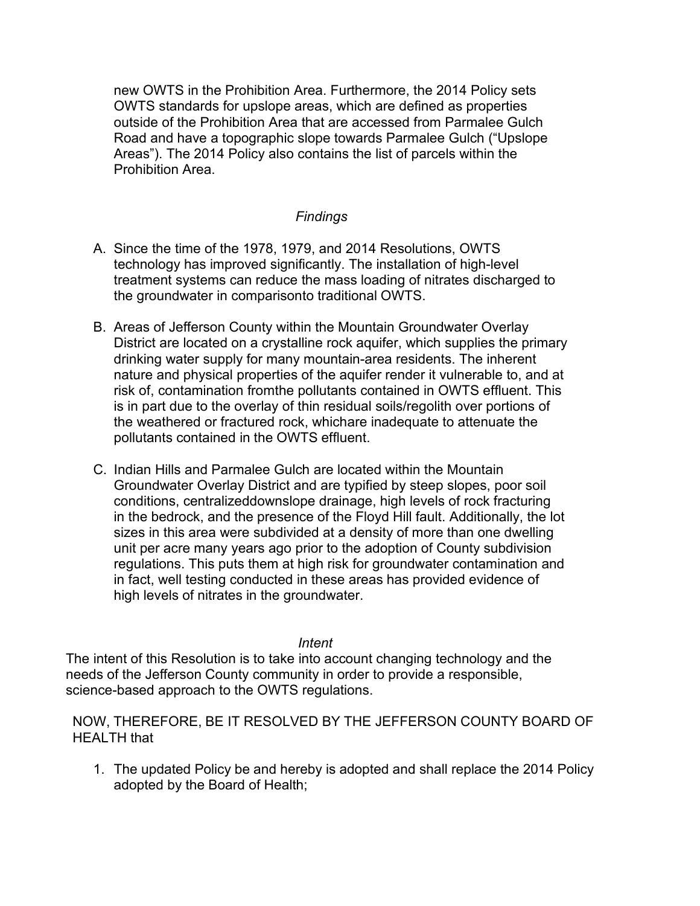new OWTS in the Prohibition Area. Furthermore, the 2014 Policy sets OWTS standards for upslope areas, which are defined as properties outside of the Prohibition Area that are accessed from Parmalee Gulch Road and have a topographic slope towards Parmalee Gulch ("Upslope Areas"). The 2014 Policy also contains the list of parcels within the Prohibition Area.

*Findings*

A. Since the time of the 1978, 1979, and 2014 Resolutions, OWTS technology has improved significantly. The installation of high-level treatment systems can reduce the mass loading of nitrates discharged to the groundwater in comparisonto traditional OWTS.

B. Areas of Jefferson County within the Mountain Groundwater Overlay District are located on a crystalline rock aquifer, which supplies the primary drinking water supply for many mountain-area residents. The inherent nature and physical properties of the aquifer render it vulnerable to, and at risk of, contamination fromthe pollutants contained in OWTS effluent. This is in part due to the overlay of thin residual soils/regolith over portions of the weathered or fractured rock, whichare inadequate to attenuate the pollutants contained in the OWTS effluent.

C. Indian Hills and Parmalee Gulch are located within the Mountain Groundwater Overlay District and are typified by steep slopes, poor soil conditions, centralizeddownslope drainage, high levels of rock fracturing in the bedrock, and the presence of the Floyd Hill fault. Additionally, the lot sizes in this area were subdivided at a density of more than one dwelling unit per acre many years ago prior to the adoption of County subdivision regulations. This puts them at high risk for groundwater contamination and in fact, well testing conducted in these areas has provided evidence of high levels of nitrates in the groundwater.

*Intent*

The intent of this Resolution is to take into account changing technology and the needs of the Jefferson County community in order to provide a responsible, science-based approach to the OWTS regulations.

NOW, THEREFORE, BE IT RESOLVED BY THE JEFFERSON COUNTY BOARD OF HEALTH that

1. The updated Policy be and hereby is adopted and shall replace the 2014 Policy adopted by the Board of Health;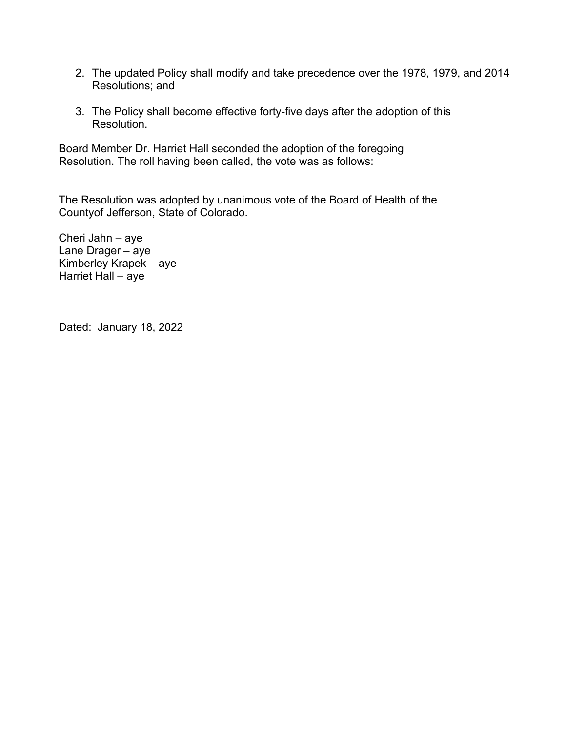2. The updated Policy shall modify and take precedence over the 1978, 1979, and 2014 Resolutions; and

3. The Policy shall become effective forty-five days after the adoption of this Resolution.

Board Member Dr. Harriet Hall seconded the adoption of the foregoing Resolution. The roll having been called, the vote was as follows:

The Resolution was adopted by unanimous vote of the Board of Health of the Countyof Jefferson, State of Colorado.

Cheri Jahn – aye  
Lane Drager – aye  
Kimberley Krapek – aye  
Harriet Hall – aye

Dated: January 18, 2022